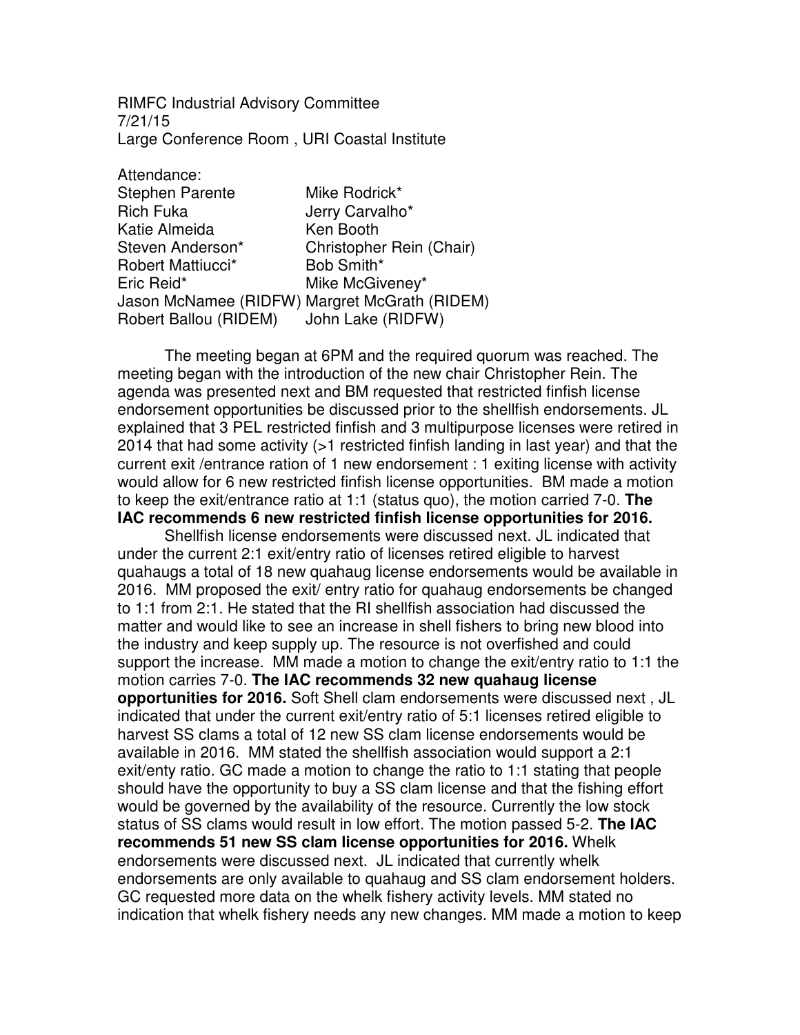RIMFC Industrial Advisory Committee
7/21/15
Large Conference Room , URI Coastal Institute

Attendance:

| | |
|---|---|
| Stephen Parente | Mike Rodrick* |
| Rich Fuka | Jerry Carvalho* |
| Katie Almeida | Ken Booth |
| Steven Anderson* | Christopher Rein (Chair) |
| Robert Mattiucci* | Bob Smith* |
| Eric Reid* | Mike McGiveney* |
| Jason McNamee (RIDFW) | Margret McGrath (RIDEM) |
| Robert Ballou (RIDEM) | John Lake (RIDFW) |

The meeting began at 6PM and the required quorum was reached. The meeting began with the introduction of the new chair Christopher Rein. The agenda was presented next and BM requested that restricted finfish license endorsement opportunities be discussed prior to the shellfish endorsements. JL explained that 3 PEL restricted finfish and 3 multipurpose licenses were retired in 2014 that had some activity (>1 restricted finfish landing in last year) and that the current exit /entrance ration of 1 new endorsement : 1 exiting license with activity would allow for 6 new restricted finfish license opportunities. BM made a motion to keep the exit/entrance ratio at 1:1 (status quo), the motion carried 7-0. **The IAC recommends 6 new restricted finfish license opportunities for 2016.**

Shellfish license endorsements were discussed next. JL indicated that under the current 2:1 exit/entry ratio of licenses retired eligible to harvest quahaugs a total of 18 new quahaug license endorsements would be available in 2016. MM proposed the exit/ entry ratio for quahaug endorsements be changed to 1:1 from 2:1. He stated that the RI shellfish association had discussed the matter and would like to see an increase in shell fishers to bring new blood into the industry and keep supply up. The resource is not overfished and could support the increase. MM made a motion to change the exit/entry ratio to 1:1 the motion carries 7-0. **The IAC recommends 32 new quahaug license opportunities for 2016.** Soft Shell clam endorsements were discussed next , JL indicated that under the current exit/entry ratio of 5:1 licenses retired eligible to harvest SS clams a total of 12 new SS clam license endorsements would be available in 2016. MM stated the shellfish association would support a 2:1 exit/enty ratio. GC made a motion to change the ratio to 1:1 stating that people should have the opportunity to buy a SS clam license and that the fishing effort would be governed by the availability of the resource. Currently the low stock status of SS clams would result in low effort. The motion passed 5-2. **The IAC recommends 51 new SS clam license opportunities for 2016.** Whelk endorsements were discussed next. JL indicated that currently whelk endorsements are only available to quahaug and SS clam endorsement holders. GC requested more data on the whelk fishery activity levels. MM stated no indication that whelk fishery needs any new changes. MM made a motion to keep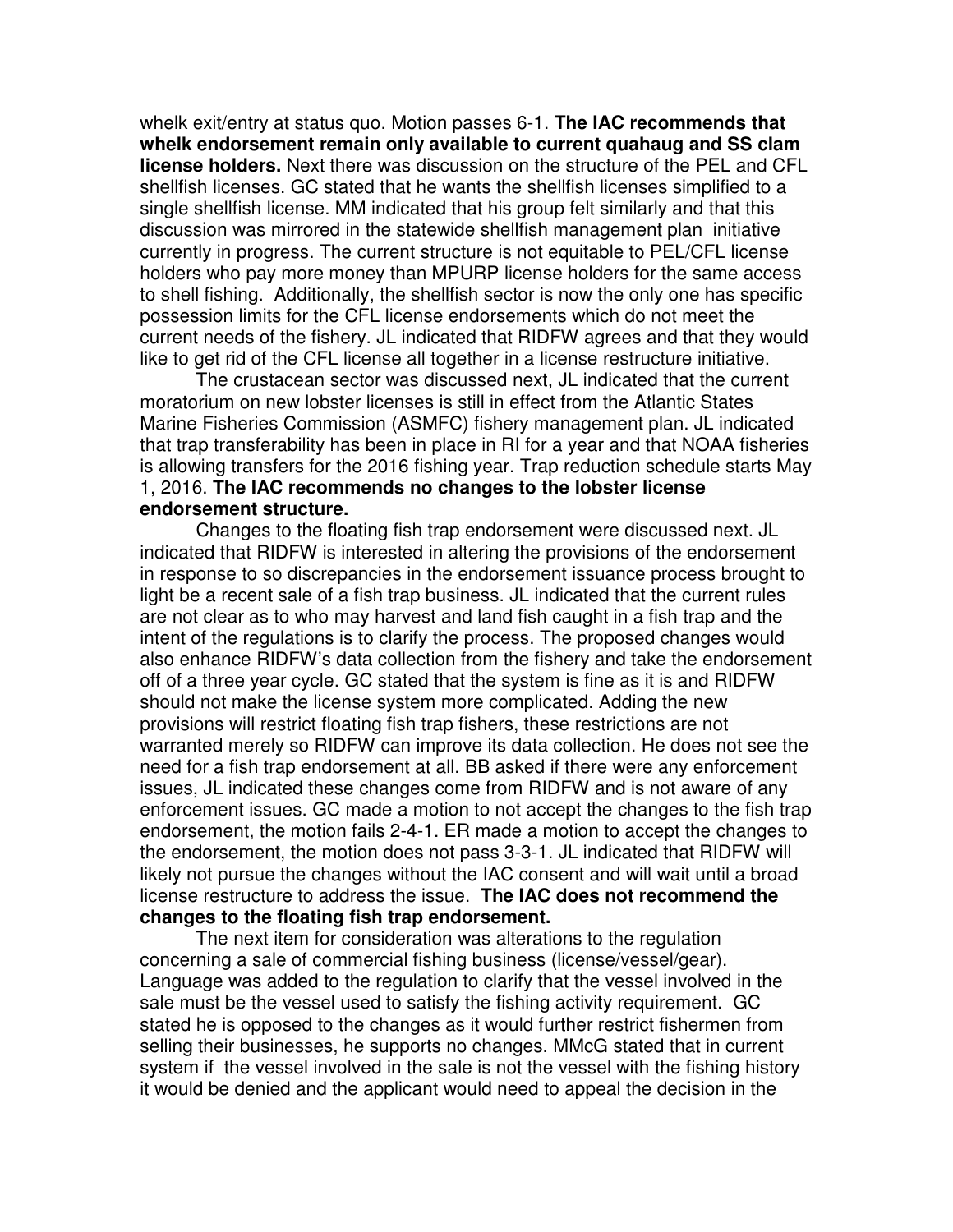whelk exit/entry at status quo. Motion passes 6-1. **The IAC recommends that whelk endorsement remain only available to current quahaug and SS clam license holders.** Next there was discussion on the structure of the PEL and CFL shellfish licenses. GC stated that he wants the shellfish licenses simplified to a single shellfish license. MM indicated that his group felt similarly and that this discussion was mirrored in the statewide shellfish management plan initiative currently in progress. The current structure is not equitable to PEL/CFL license holders who pay more money than MPURP license holders for the same access to shell fishing. Additionally, the shellfish sector is now the only one has specific possession limits for the CFL license endorsements which do not meet the current needs of the fishery. JL indicated that RIDFW agrees and that they would like to get rid of the CFL license all together in a license restructure initiative.

The crustacean sector was discussed next, JL indicated that the current moratorium on new lobster licenses is still in effect from the Atlantic States Marine Fisheries Commission (ASMFC) fishery management plan. JL indicated that trap transferability has been in place in RI for a year and that NOAA fisheries is allowing transfers for the 2016 fishing year. Trap reduction schedule starts May 1, 2016. **The IAC recommends no changes to the lobster license endorsement structure.**

Changes to the floating fish trap endorsement were discussed next. JL indicated that RIDFW is interested in altering the provisions of the endorsement in response to so discrepancies in the endorsement issuance process brought to light be a recent sale of a fish trap business. JL indicated that the current rules are not clear as to who may harvest and land fish caught in a fish trap and the intent of the regulations is to clarify the process. The proposed changes would also enhance RIDFW's data collection from the fishery and take the endorsement off of a three year cycle. GC stated that the system is fine as it is and RIDFW should not make the license system more complicated. Adding the new provisions will restrict floating fish trap fishers, these restrictions are not warranted merely so RIDFW can improve its data collection. He does not see the need for a fish trap endorsement at all. BB asked if there were any enforcement issues, JL indicated these changes come from RIDFW and is not aware of any enforcement issues. GC made a motion to not accept the changes to the fish trap endorsement, the motion fails 2-4-1. ER made a motion to accept the changes to the endorsement, the motion does not pass 3-3-1. JL indicated that RIDFW will likely not pursue the changes without the IAC consent and will wait until a broad license restructure to address the issue. **The IAC does not recommend the changes to the floating fish trap endorsement.**

The next item for consideration was alterations to the regulation concerning a sale of commercial fishing business (license/vessel/gear). Language was added to the regulation to clarify that the vessel involved in the sale must be the vessel used to satisfy the fishing activity requirement. GC stated he is opposed to the changes as it would further restrict fishermen from selling their businesses, he supports no changes. MMcG stated that in current system if the vessel involved in the sale is not the vessel with the fishing history it would be denied and the applicant would need to appeal the decision in the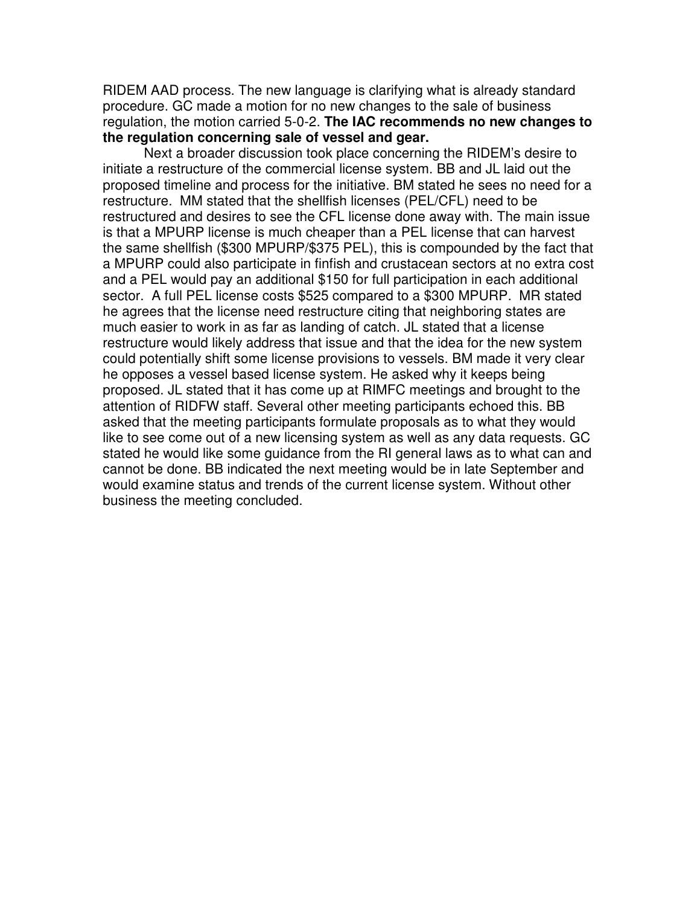RIDEM AAD process. The new language is clarifying what is already standard procedure. GC made a motion for no new changes to the sale of business regulation, the motion carried 5-0-2. **The IAC recommends no new changes to the regulation concerning sale of vessel and gear.**

Next a broader discussion took place concerning the RIDEM's desire to initiate a restructure of the commercial license system. BB and JL laid out the proposed timeline and process for the initiative. BM stated he sees no need for a restructure. MM stated that the shellfish licenses (PEL/CFL) need to be restructured and desires to see the CFL license done away with. The main issue is that a MPURP license is much cheaper than a PEL license that can harvest the same shellfish ($300 MPURP/$375 PEL), this is compounded by the fact that a MPURP could also participate in finfish and crustacean sectors at no extra cost and a PEL would pay an additional $150 for full participation in each additional sector. A full PEL license costs $525 compared to a $300 MPURP. MR stated he agrees that the license need restructure citing that neighboring states are much easier to work in as far as landing of catch. JL stated that a license restructure would likely address that issue and that the idea for the new system could potentially shift some license provisions to vessels. BM made it very clear he opposes a vessel based license system. He asked why it keeps being proposed. JL stated that it has come up at RIMFC meetings and brought to the attention of RIDFW staff. Several other meeting participants echoed this. BB asked that the meeting participants formulate proposals as to what they would like to see come out of a new licensing system as well as any data requests. GC stated he would like some guidance from the RI general laws as to what can and cannot be done. BB indicated the next meeting would be in late September and would examine status and trends of the current license system. Without other business the meeting concluded.